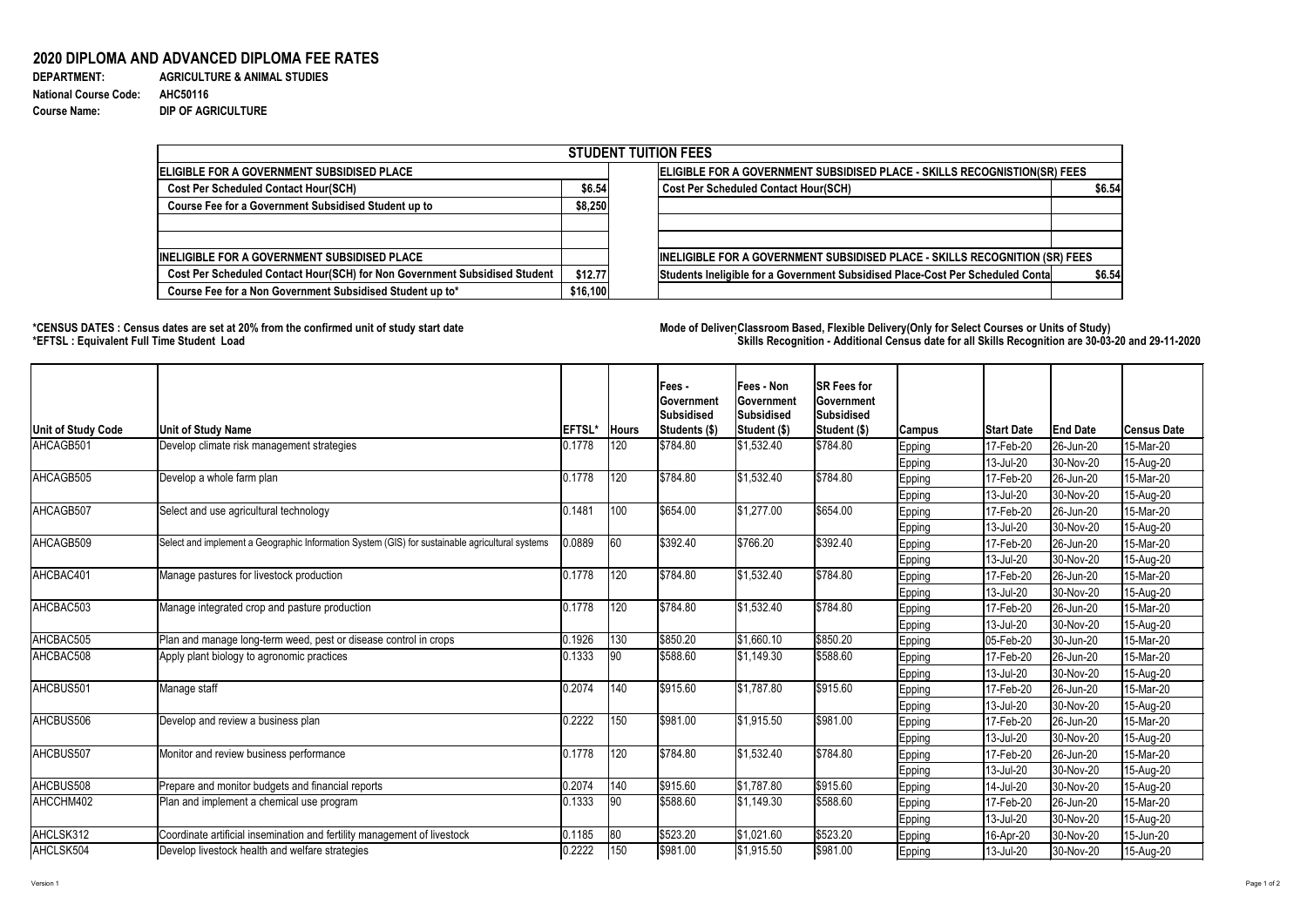# 2020 DIPLOMA AND ADVANCED DIPLOMA FEE RATES

**DEPARTMENT:** AGRICULTURE & ANIMAL STUDIES
**National Course Code:** AHC50116
**Course Name:** DIP OF AGRICULTURE

| STUDENT TUITION FEES | | | |
|---|---|---|---|
| **ELIGIBLE FOR A GOVERNMENT SUBSIDISED PLACE** | | **ELIGIBLE FOR A GOVERNMENT SUBSIDISED PLACE - SKILLS RECOGNISTION(SR) FEES** | |
| Cost Per Scheduled Contact Hour(SCH) | $6.54 | Cost Per Scheduled Contact Hour(SCH) | $6.54 |
| Course Fee for a Government Subsidised Student up to | $8,250 | | |
| | | | |
| | | | |
| **INELIGIBLE FOR A GOVERNMENT SUBSIDISED PLACE** | | **INELIGIBLE FOR A GOVERNMENT SUBSIDISED PLACE - SKILLS RECOGNITION (SR) FEES** | |
| Cost Per Scheduled Contact Hour(SCH) for Non Government Subsidised Student | $12.77 | Students Ineligible for a Government Subsidised Place-Cost Per Scheduled Conta | $6.54 |
| Course Fee for a Non Government Subsidised Student up to* | $16,100 | | |

**\*CENSUS DATES : Census dates are set at 20% from the confirmed unit of study start date**
**\*EFTSL : Equivalent Full Time Student Load**

**Mode of Deliver Classroom Based, Flexible Delivery(Only for Select Courses or Units of Study)**
**Skills Recognition - Additional Census date for all Skills Recognition are 30-03-20 and 29-11-2020**

| Unit of Study Code | Unit of Study Name | EFTSL* | Hours | Fees - Government Subsidised Students ($) | Fees - Non Government Subsidised Student ($) | SR Fees for Government Subsidised Student ($) | Campus | Start Date | End Date | Census Date |
|---|---|---|---|---|---|---|---|---|---|---|
| AHCAGB501 | Develop climate risk management strategies | 0.1778 | 120 | $784.80 | $1,532.40 | $784.80 | Epping | 17-Feb-20 | 26-Jun-20 | 15-Mar-20 |
| | | | | | | | Epping | 13-Jul-20 | 30-Nov-20 | 15-Aug-20 |
| AHCAGB505 | Develop a whole farm plan | 0.1778 | 120 | $784.80 | $1,532.40 | $784.80 | Epping | 17-Feb-20 | 26-Jun-20 | 15-Mar-20 |
| | | | | | | | Epping | 13-Jul-20 | 30-Nov-20 | 15-Aug-20 |
| AHCAGB507 | Select and use agricultural technology | 0.1481 | 100 | $654.00 | $1,277.00 | $654.00 | Epping | 17-Feb-20 | 26-Jun-20 | 15-Mar-20 |
| | | | | | | | Epping | 13-Jul-20 | 30-Nov-20 | 15-Aug-20 |
| AHCAGB509 | Select and implement a Geographic Information System (GIS) for sustainable agricultural systems | 0.0889 | 60 | $392.40 | $766.20 | $392.40 | Epping | 17-Feb-20 | 26-Jun-20 | 15-Mar-20 |
| | | | | | | | Epping | 13-Jul-20 | 30-Nov-20 | 15-Aug-20 |
| AHCBAC401 | Manage pastures for livestock production | 0.1778 | 120 | $784.80 | $1,532.40 | $784.80 | Epping | 17-Feb-20 | 26-Jun-20 | 15-Mar-20 |
| | | | | | | | Epping | 13-Jul-20 | 30-Nov-20 | 15-Aug-20 |
| AHCBAC503 | Manage integrated crop and pasture production | 0.1778 | 120 | $784.80 | $1,532.40 | $784.80 | Epping | 17-Feb-20 | 26-Jun-20 | 15-Mar-20 |
| | | | | | | | Epping | 13-Jul-20 | 30-Nov-20 | 15-Aug-20 |
| AHCBAC505 | Plan and manage long-term weed, pest or disease control in crops | 0.1926 | 130 | $850.20 | $1,660.10 | $850.20 | Epping | 05-Feb-20 | 30-Jun-20 | 15-Mar-20 |
| AHCBAC508 | Apply plant biology to agronomic practices | 0.1333 | 90 | $588.60 | $1,149.30 | $588.60 | Epping | 17-Feb-20 | 26-Jun-20 | 15-Mar-20 |
| | | | | | | | Epping | 13-Jul-20 | 30-Nov-20 | 15-Aug-20 |
| AHCBUS501 | Manage staff | 0.2074 | 140 | $915.60 | $1,787.80 | $915.60 | Epping | 17-Feb-20 | 26-Jun-20 | 15-Mar-20 |
| | | | | | | | Epping | 13-Jul-20 | 30-Nov-20 | 15-Aug-20 |
| AHCBUS506 | Develop and review a business plan | 0.2222 | 150 | $981.00 | $1,915.50 | $981.00 | Epping | 17-Feb-20 | 26-Jun-20 | 15-Mar-20 |
| | | | | | | | Epping | 13-Jul-20 | 30-Nov-20 | 15-Aug-20 |
| AHCBUS507 | Monitor and review business performance | 0.1778 | 120 | $784.80 | $1,532.40 | $784.80 | Epping | 17-Feb-20 | 26-Jun-20 | 15-Mar-20 |
| | | | | | | | Epping | 13-Jul-20 | 30-Nov-20 | 15-Aug-20 |
| AHCBUS508 | Prepare and monitor budgets and financial reports | 0.2074 | 140 | $915.60 | $1,787.80 | $915.60 | Epping | 14-Jul-20 | 30-Nov-20 | 15-Aug-20 |
| AHCCHM402 | Plan and implement a chemical use program | 0.1333 | 90 | $588.60 | $1,149.30 | $588.60 | Epping | 17-Feb-20 | 26-Jun-20 | 15-Mar-20 |
| | | | | | | | Epping | 13-Jul-20 | 30-Nov-20 | 15-Aug-20 |
| AHCLSK312 | Coordinate artificial insemination and fertility management of livestock | 0.1185 | 80 | $523.20 | $1,021.60 | $523.20 | Epping | 16-Apr-20 | 30-Nov-20 | 15-Jun-20 |
| AHCLSK504 | Develop livestock health and welfare strategies | 0.2222 | 150 | $981.00 | $1,915.50 | $981.00 | Epping | 13-Jul-20 | 30-Nov-20 | 15-Aug-20 |

Version 1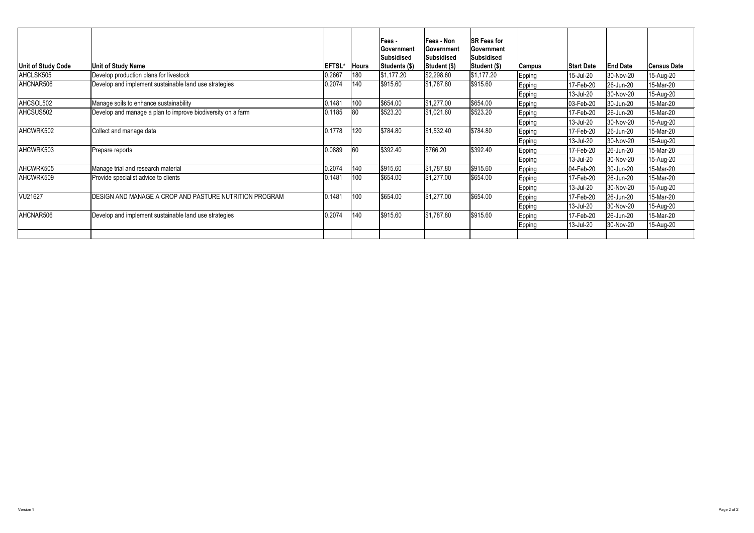| Unit of Study Code | Unit of Study Name | EFTSL* | Hours | Fees - Government Subsidised Students ($) | Fees - Non Government Subsidised Student ($) | SR Fees for Government Subsidised Student ($) | Campus | Start Date | End Date | Census Date |
|---|---|---|---|---|---|---|---|---|---|---|
| AHCLSK505 | Develop production plans for livestock | 0.2667 | 180 | $1,177.20 | $2,298.60 | $1,177.20 | Epping | 15-Jul-20 | 30-Nov-20 | 15-Aug-20 |
| AHCNAR506 | Develop and implement sustainable land use strategies | 0.2074 | 140 | $915.60 | $1,787.80 | $915.60 | Epping | 17-Feb-20 | 26-Jun-20 | 15-Mar-20 |
| | | | | | | | Epping | 13-Jul-20 | 30-Nov-20 | 15-Aug-20 |
| AHCSOL502 | Manage soils to enhance sustainability | 0.1481 | 100 | $654.00 | $1,277.00 | $654.00 | Epping | 03-Feb-20 | 30-Jun-20 | 15-Mar-20 |
| AHCSUS502 | Develop and manage a plan to improve biodiversity on a farm | 0.1185 | 80 | $523.20 | $1,021.60 | $523.20 | Epping | 17-Feb-20 | 26-Jun-20 | 15-Mar-20 |
| | | | | | | | Epping | 13-Jul-20 | 30-Nov-20 | 15-Aug-20 |
| AHCWRK502 | Collect and manage data | 0.1778 | 120 | $784.80 | $1,532.40 | $784.80 | Epping | 17-Feb-20 | 26-Jun-20 | 15-Mar-20 |
| | | | | | | | Epping | 13-Jul-20 | 30-Nov-20 | 15-Aug-20 |
| AHCWRK503 | Prepare reports | 0.0889 | 60 | $392.40 | $766.20 | $392.40 | Epping | 17-Feb-20 | 26-Jun-20 | 15-Mar-20 |
| | | | | | | | Epping | 13-Jul-20 | 30-Nov-20 | 15-Aug-20 |
| AHCWRK505 | Manage trial and research material | 0.2074 | 140 | $915.60 | $1,787.80 | $915.60 | Epping | 04-Feb-20 | 30-Jun-20 | 15-Mar-20 |
| AHCWRK509 | Provide specialist advice to clients | 0.1481 | 100 | $654.00 | $1,277.00 | $654.00 | Epping | 17-Feb-20 | 26-Jun-20 | 15-Mar-20 |
| | | | | | | | Epping | 13-Jul-20 | 30-Nov-20 | 15-Aug-20 |
| VU21627 | DESIGN AND MANAGE A CROP AND PASTURE NUTRITION PROGRAM | 0.1481 | 100 | $654.00 | $1,277.00 | $654.00 | Epping | 17-Feb-20 | 26-Jun-20 | 15-Mar-20 |
| | | | | | | | Epping | 13-Jul-20 | 30-Nov-20 | 15-Aug-20 |
| AHCNAR506 | Develop and implement sustainable land use strategies | 0.2074 | 140 | $915.60 | $1,787.80 | $915.60 | Epping | 17-Feb-20 | 26-Jun-20 | 15-Mar-20 |
| | | | | | | | Epping | 13-Jul-20 | 30-Nov-20 | 15-Aug-20 |

Version 1